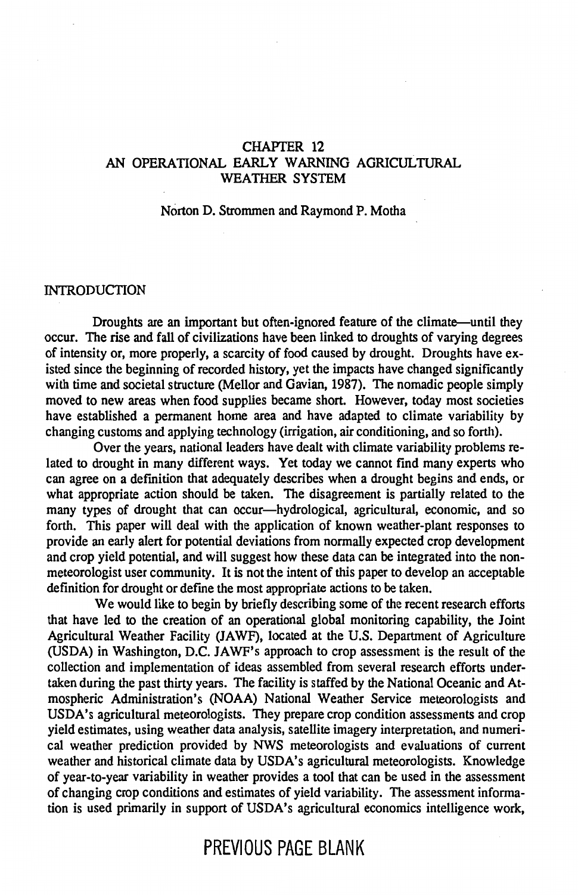# CHAPTER 12
# AN OPERATIONAL EARLY WARNING AGRICULTURAL WEATHER SYSTEM

Norton D. Strommen and Raymond P. Motha

## INTRODUCTION

Droughts are an important but often-ignored feature of the climate—until they occur. The rise and fall of civilizations have been linked to droughts of varying degrees of intensity or, more properly, a scarcity of food caused by drought. Droughts have existed since the beginning of recorded history, yet the impacts have changed significantly with time and societal structure (Mellor and Gavian, 1987). The nomadic people simply moved to new areas when food supplies became short. However, today most societies have established a permanent home area and have adapted to climate variability by changing customs and applying technology (irrigation, air conditioning, and so forth).

Over the years, national leaders have dealt with climate variability problems related to drought in many different ways. Yet today we cannot find many experts who can agree on a definition that adequately describes when a drought begins and ends, or what appropriate action should be taken. The disagreement is partially related to the many types of drought that can occur—hydrological, agricultural, economic, and so forth. This paper will deal with the application of known weather-plant responses to provide an early alert for potential deviations from normally expected crop development and crop yield potential, and will suggest how these data can be integrated into the non-meteorologist user community. It is not the intent of this paper to develop an acceptable definition for drought or define the most appropriate actions to be taken.

We would like to begin by briefly describing some of the recent research efforts that have led to the creation of an operational global monitoring capability, the Joint Agricultural Weather Facility (JAWF), located at the U.S. Department of Agriculture (USDA) in Washington, D.C. JAWF's approach to crop assessment is the result of the collection and implementation of ideas assembled from several research efforts undertaken during the past thirty years. The facility is staffed by the National Oceanic and Atmospheric Administration's (NOAA) National Weather Service meteorologists and USDA's agricultural meteorologists. They prepare crop condition assessments and crop yield estimates, using weather data analysis, satellite imagery interpretation, and numerical weather prediction provided by NWS meteorologists and evaluations of current weather and historical climate data by USDA's agricultural meteorologists. Knowledge of year-to-year variability in weather provides a tool that can be used in the assessment of changing crop conditions and estimates of yield variability. The assessment information is used primarily in support of USDA's agricultural economics intelligence work,

PREVIOUS PAGE BLANK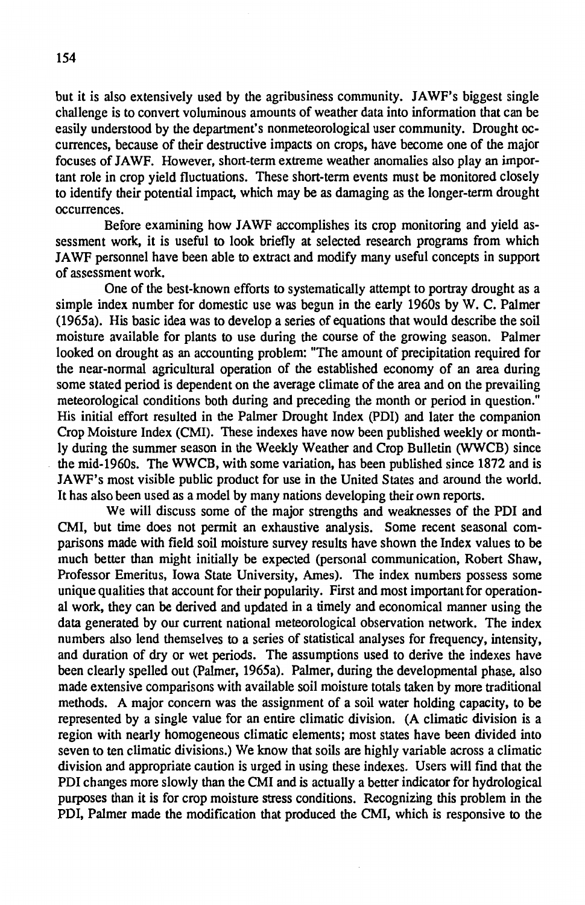but it is also extensively used by the agribusiness community. JAWF's biggest single challenge is to convert voluminous amounts of weather data into information that can be easily understood by the department's nonmeteorological user community. Drought occurrences, because of their destructive impacts on crops, have become one of the major focuses of JAWF. However, short-term extreme weather anomalies also play an important role in crop yield fluctuations. These short-term events must be monitored closely to identify their potential impact, which may be as damaging as the longer-term drought occurrences.

Before examining how JAWF accomplishes its crop monitoring and yield assessment work, it is useful to look briefly at selected research programs from which JAWF personnel have been able to extract and modify many useful concepts in support of assessment work.

One of the best-known efforts to systematically attempt to portray drought as a simple index number for domestic use was begun in the early 1960s by W. C. Palmer (1965a). His basic idea was to develop a series of equations that would describe the soil moisture available for plants to use during the course of the growing season. Palmer looked on drought as an accounting problem: "The amount of precipitation required for the near-normal agricultural operation of the established economy of an area during some stated period is dependent on the average climate of the area and on the prevailing meteorological conditions both during and preceding the month or period in question." His initial effort resulted in the Palmer Drought Index (PDI) and later the companion Crop Moisture Index (CMI). These indexes have now been published weekly or monthly during the summer season in the Weekly Weather and Crop Bulletin (WWCB) since the mid-1960s. The WWCB, with some variation, has been published since 1872 and is JAWF's most visible public product for use in the United States and around the world. It has also been used as a model by many nations developing their own reports.

We will discuss some of the major strengths and weaknesses of the PDI and CMI, but time does not permit an exhaustive analysis. Some recent seasonal comparisons made with field soil moisture survey results have shown the Index values to be much better than might initially be expected (personal communication, Robert Shaw, Professor Emeritus, Iowa State University, Ames). The index numbers possess some unique qualities that account for their popularity. First and most important for operational work, they can be derived and updated in a timely and economical manner using the data generated by our current national meteorological observation network. The index numbers also lend themselves to a series of statistical analyses for frequency, intensity, and duration of dry or wet periods. The assumptions used to derive the indexes have been clearly spelled out (Palmer, 1965a). Palmer, during the developmental phase, also made extensive comparisons with available soil moisture totals taken by more traditional methods. A major concern was the assignment of a soil water holding capacity, to be represented by a single value for an entire climatic division. (A climatic division is a region with nearly homogeneous climatic elements; most states have been divided into seven to ten climatic divisions.) We know that soils are highly variable across a climatic division and appropriate caution is urged in using these indexes. Users will find that the PDI changes more slowly than the CMI and is actually a better indicator for hydrological purposes than it is for crop moisture stress conditions. Recognizing this problem in the PDI, Palmer made the modification that produced the CMI, which is responsive to the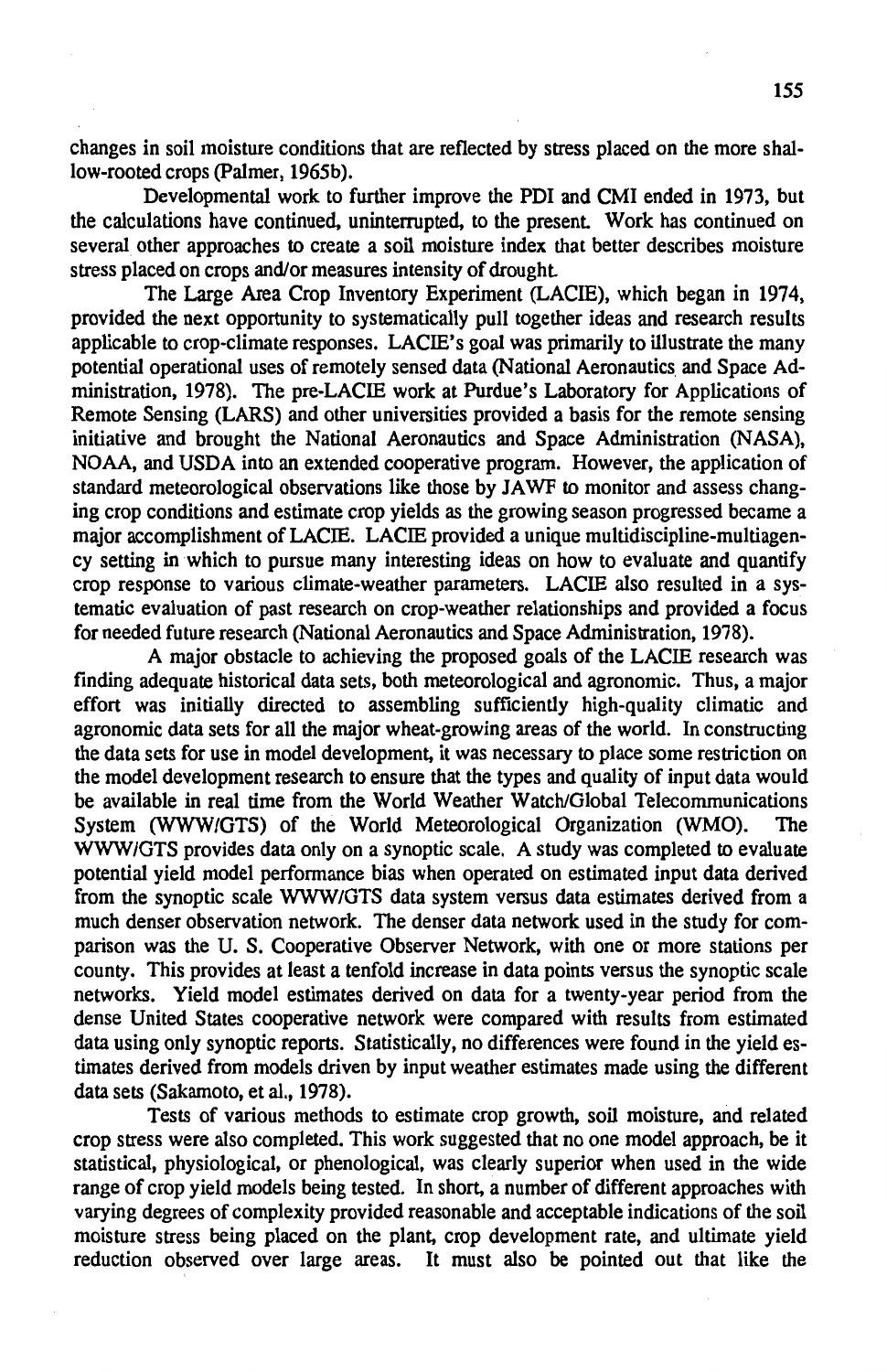changes in soil moisture conditions that are reflected by stress placed on the more shallow-rooted crops (Palmer, 1965b).

Developmental work to further improve the PDI and CMI ended in 1973, but the calculations have continued, uninterrupted, to the present. Work has continued on several other approaches to create a soil moisture index that better describes moisture stress placed on crops and/or measures intensity of drought.

The Large Area Crop Inventory Experiment (LACIE), which began in 1974, provided the next opportunity to systematically pull together ideas and research results applicable to crop-climate responses. LACIE's goal was primarily to illustrate the many potential operational uses of remotely sensed data (National Aeronautics and Space Administration, 1978). The pre-LACIE work at Purdue's Laboratory for Applications of Remote Sensing (LARS) and other universities provided a basis for the remote sensing initiative and brought the National Aeronautics and Space Administration (NASA), NOAA, and USDA into an extended cooperative program. However, the application of standard meteorological observations like those by JAWF to monitor and assess changing crop conditions and estimate crop yields as the growing season progressed became a major accomplishment of LACIE. LACIE provided a unique multidiscipline-multiagency setting in which to pursue many interesting ideas on how to evaluate and quantify crop response to various climate-weather parameters. LACIE also resulted in a systematic evaluation of past research on crop-weather relationships and provided a focus for needed future research (National Aeronautics and Space Administration, 1978).

A major obstacle to achieving the proposed goals of the LACIE research was finding adequate historical data sets, both meteorological and agronomic. Thus, a major effort was initially directed to assembling sufficiently high-quality climatic and agronomic data sets for all the major wheat-growing areas of the world. In constructing the data sets for use in model development, it was necessary to place some restriction on the model development research to ensure that the types and quality of input data would be available in real time from the World Weather Watch/Global Telecommunications System (WWW/GTS) of the World Meteorological Organization (WMO). The WWW/GTS provides data only on a synoptic scale. A study was completed to evaluate potential yield model performance bias when operated on estimated input data derived from the synoptic scale WWW/GTS data system versus data estimates derived from a much denser observation network. The denser data network used in the study for comparison was the U. S. Cooperative Observer Network, with one or more stations per county. This provides at least a tenfold increase in data points versus the synoptic scale networks. Yield model estimates derived on data for a twenty-year period from the dense United States cooperative network were compared with results from estimated data using only synoptic reports. Statistically, no differences were found in the yield estimates derived from models driven by input weather estimates made using the different data sets (Sakamoto, et al., 1978).

Tests of various methods to estimate crop growth, soil moisture, and related crop stress were also completed. This work suggested that no one model approach, be it statistical, physiological, or phenological, was clearly superior when used in the wide range of crop yield models being tested. In short, a number of different approaches with varying degrees of complexity provided reasonable and acceptable indications of the soil moisture stress being placed on the plant, crop development rate, and ultimate yield reduction observed over large areas. It must also be pointed out that like the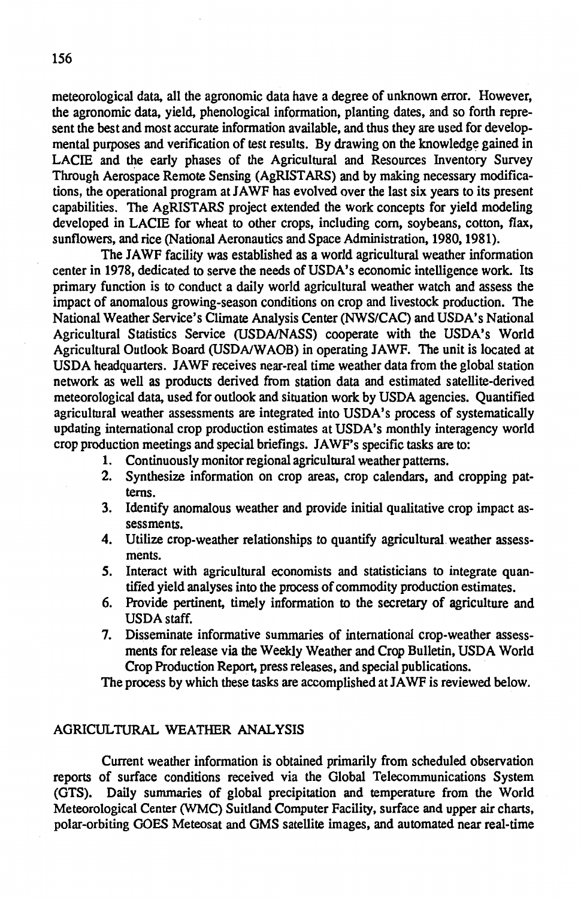meteorological data, all the agronomic data have a degree of unknown error. However, the agronomic data, yield, phenological information, planting dates, and so forth represent the best and most accurate information available, and thus they are used for developmental purposes and verification of test results. By drawing on the knowledge gained in LACIE and the early phases of the Agricultural and Resources Inventory Survey Through Aerospace Remote Sensing (AgRISTARS) and by making necessary modifications, the operational program at JAWF has evolved over the last six years to its present capabilities. The AgRISTARS project extended the work concepts for yield modeling developed in LACIE for wheat to other crops, including corn, soybeans, cotton, flax, sunflowers, and rice (National Aeronautics and Space Administration, 1980, 1981).

The JAWF facility was established as a world agricultural weather information center in 1978, dedicated to serve the needs of USDA's economic intelligence work. Its primary function is to conduct a daily world agricultural weather watch and assess the impact of anomalous growing-season conditions on crop and livestock production. The National Weather Service's Climate Analysis Center (NWS/CAC) and USDA's National Agricultural Statistics Service (USDA/NASS) cooperate with the USDA's World Agricultural Outlook Board (USDA/WAOB) in operating JAWF. The unit is located at USDA headquarters. JAWF receives near-real time weather data from the global station network as well as products derived from station data and estimated satellite-derived meteorological data, used for outlook and situation work by USDA agencies. Quantified agricultural weather assessments are integrated into USDA's process of systematically updating international crop production estimates at USDA's monthly interagency world crop production meetings and special briefings. JAWF's specific tasks are to:

1. Continuously monitor regional agricultural weather patterns.
2. Synthesize information on crop areas, crop calendars, and cropping patterns.
3. Identify anomalous weather and provide initial qualitative crop impact assessments.
4. Utilize crop-weather relationships to quantify agricultural weather assessments.
5. Interact with agricultural economists and statisticians to integrate quantified yield analyses into the process of commodity production estimates.
6. Provide pertinent, timely information to the secretary of agriculture and USDA staff.
7. Disseminate informative summaries of international crop-weather assessments for release via the Weekly Weather and Crop Bulletin, USDA World Crop Production Report, press releases, and special publications.

The process by which these tasks are accomplished at JAWF is reviewed below.

## AGRICULTURAL WEATHER ANALYSIS

Current weather information is obtained primarily from scheduled observation reports of surface conditions received via the Global Telecommunications System (GTS). Daily summaries of global precipitation and temperature from the World Meteorological Center (WMC) Suitland Computer Facility, surface and upper air charts, polar-orbiting GOES Meteosat and GMS satellite images, and automated near real-time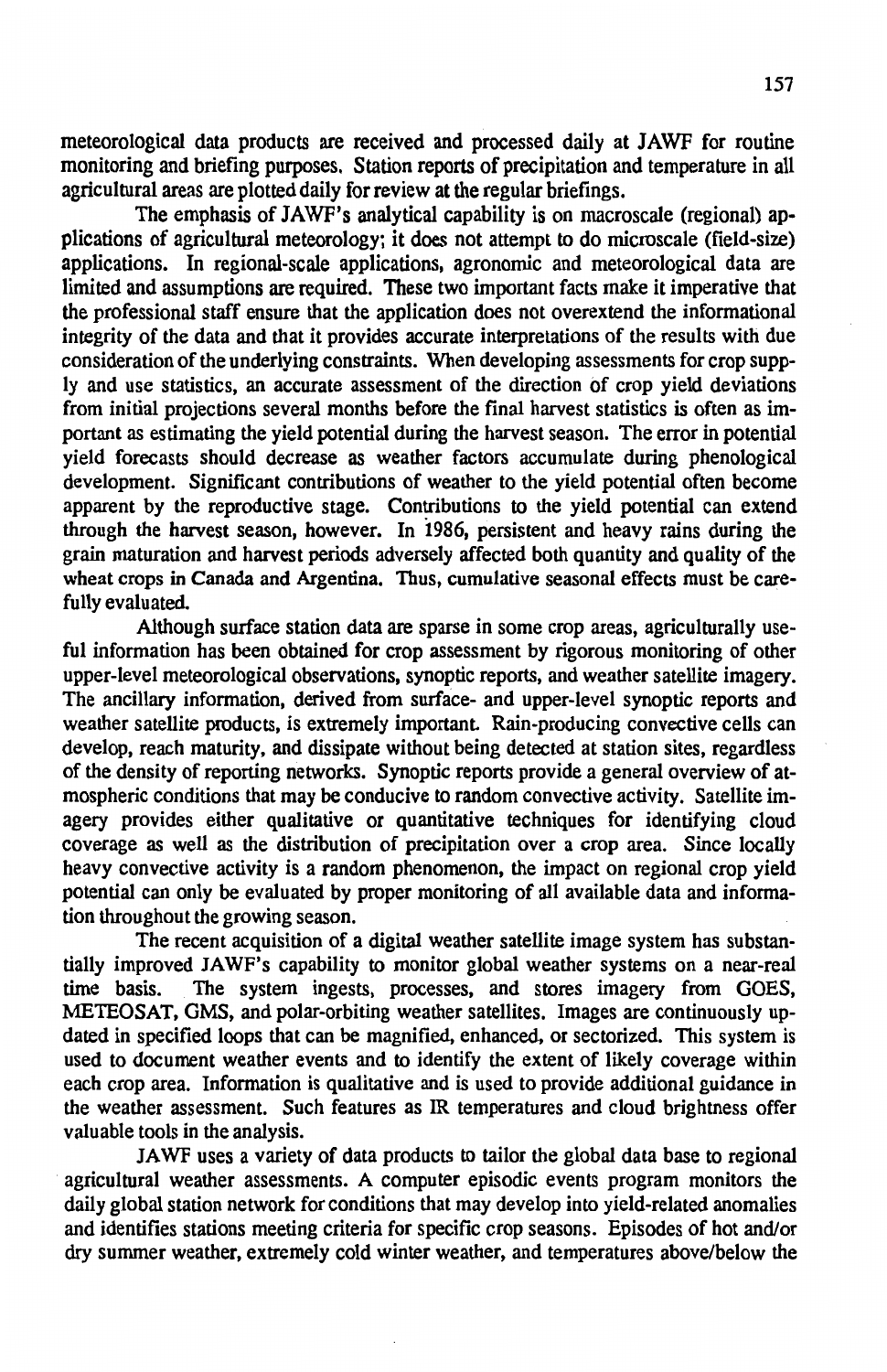meteorological data products are received and processed daily at JAWF for routine monitoring and briefing purposes. Station reports of precipitation and temperature in all agricultural areas are plotted daily for review at the regular briefings.

The emphasis of JAWF's analytical capability is on macroscale (regional) applications of agricultural meteorology; it does not attempt to do microscale (field-size) applications. In regional-scale applications, agronomic and meteorological data are limited and assumptions are required. These two important facts make it imperative that the professional staff ensure that the application does not overextend the informational integrity of the data and that it provides accurate interpretations of the results with due consideration of the underlying constraints. When developing assessments for crop supply and use statistics, an accurate assessment of the direction of crop yield deviations from initial projections several months before the final harvest statistics is often as important as estimating the yield potential during the harvest season. The error in potential yield forecasts should decrease as weather factors accumulate during phenological development. Significant contributions of weather to the yield potential often become apparent by the reproductive stage. Contributions to the yield potential can extend through the harvest season, however. In 1986, persistent and heavy rains during the grain maturation and harvest periods adversely affected both quantity and quality of the wheat crops in Canada and Argentina. Thus, cumulative seasonal effects must be carefully evaluated.

Although surface station data are sparse in some crop areas, agriculturally useful information has been obtained for crop assessment by rigorous monitoring of other upper-level meteorological observations, synoptic reports, and weather satellite imagery. The ancillary information, derived from surface- and upper-level synoptic reports and weather satellite products, is extremely important. Rain-producing convective cells can develop, reach maturity, and dissipate without being detected at station sites, regardless of the density of reporting networks. Synoptic reports provide a general overview of atmospheric conditions that may be conducive to random convective activity. Satellite imagery provides either qualitative or quantitative techniques for identifying cloud coverage as well as the distribution of precipitation over a crop area. Since locally heavy convective activity is a random phenomenon, the impact on regional crop yield potential can only be evaluated by proper monitoring of all available data and information throughout the growing season.

The recent acquisition of a digital weather satellite image system has substantially improved JAWF's capability to monitor global weather systems on a near-real time basis. The system ingests, processes, and stores imagery from GOES, METEOSAT, GMS, and polar-orbiting weather satellites. Images are continuously updated in specified loops that can be magnified, enhanced, or sectorized. This system is used to document weather events and to identify the extent of likely coverage within each crop area. Information is qualitative and is used to provide additional guidance in the weather assessment. Such features as IR temperatures and cloud brightness offer valuable tools in the analysis.

JAWF uses a variety of data products to tailor the global data base to regional agricultural weather assessments. A computer episodic events program monitors the daily global station network for conditions that may develop into yield-related anomalies and identifies stations meeting criteria for specific crop seasons. Episodes of hot and/or dry summer weather, extremely cold winter weather, and temperatures above/below the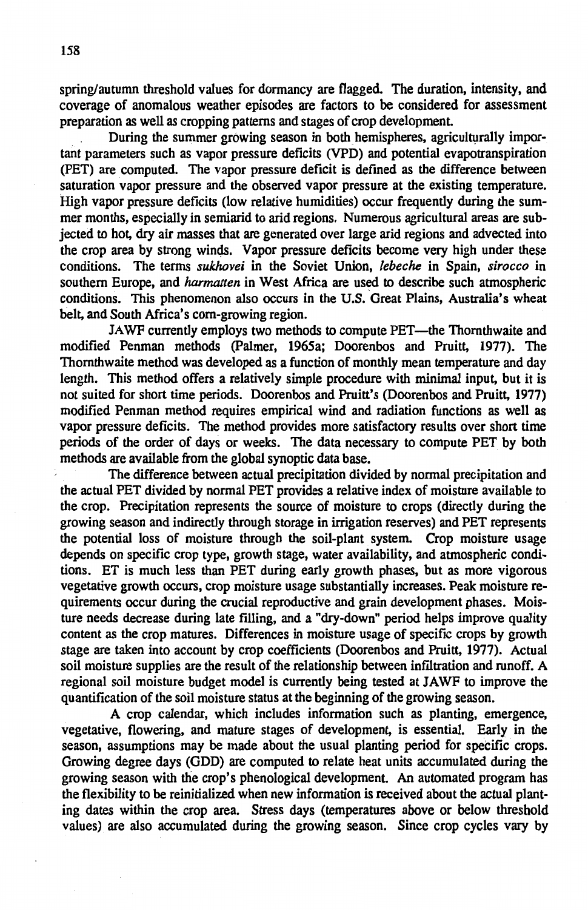spring/autumn threshold values for dormancy are flagged. The duration, intensity, and coverage of anomalous weather episodes are factors to be considered for assessment preparation as well as cropping patterns and stages of crop development.

During the summer growing season in both hemispheres, agriculturally important parameters such as vapor pressure deficits (VPD) and potential evapotranspiration (PET) are computed. The vapor pressure deficit is defined as the difference between saturation vapor pressure and the observed vapor pressure at the existing temperature. High vapor pressure deficits (low relative humidities) occur frequently during the summer months, especially in semiarid to arid regions. Numerous agricultural areas are subjected to hot, dry air masses that are generated over large arid regions and advected into the crop area by strong winds. Vapor pressure deficits become very high under these conditions. The terms *sukhovei* in the Soviet Union, *lebeche* in Spain, *sirocco* in southern Europe, and *harmatten* in West Africa are used to describe such atmospheric conditions. This phenomenon also occurs in the U.S. Great Plains, Australia's wheat belt, and South Africa's corn-growing region.

JAWF currently employs two methods to compute PET—the Thornthwaite and modified Penman methods (Palmer, 1965a; Doorenbos and Pruitt, 1977). The Thornthwaite method was developed as a function of monthly mean temperature and day length. This method offers a relatively simple procedure with minimal input, but it is not suited for short time periods. Doorenbos and Pruitt's (Doorenbos and Pruitt, 1977) modified Penman method requires empirical wind and radiation functions as well as vapor pressure deficits. The method provides more satisfactory results over short time periods of the order of days or weeks. The data necessary to compute PET by both methods are available from the global synoptic data base.

The difference between actual precipitation divided by normal precipitation and the actual PET divided by normal PET provides a relative index of moisture available to the crop. Precipitation represents the source of moisture to crops (directly during the growing season and indirectly through storage in irrigation reserves) and PET represents the potential loss of moisture through the soil-plant system. Crop moisture usage depends on specific crop type, growth stage, water availability, and atmospheric conditions. ET is much less than PET during early growth phases, but as more vigorous vegetative growth occurs, crop moisture usage substantially increases. Peak moisture requirements occur during the crucial reproductive and grain development phases. Moisture needs decrease during late filling, and a "dry-down" period helps improve quality content as the crop matures. Differences in moisture usage of specific crops by growth stage are taken into account by crop coefficients (Doorenbos and Pruitt, 1977). Actual soil moisture supplies are the result of the relationship between infiltration and runoff. A regional soil moisture budget model is currently being tested at JAWF to improve the quantification of the soil moisture status at the beginning of the growing season.

A crop calendar, which includes information such as planting, emergence, vegetative, flowering, and mature stages of development, is essential. Early in the season, assumptions may be made about the usual planting period for specific crops. Growing degree days (GDD) are computed to relate heat units accumulated during the growing season with the crop's phenological development. An automated program has the flexibility to be reinitialized when new information is received about the actual planting dates within the crop area. Stress days (temperatures above or below threshold values) are also accumulated during the growing season. Since crop cycles vary by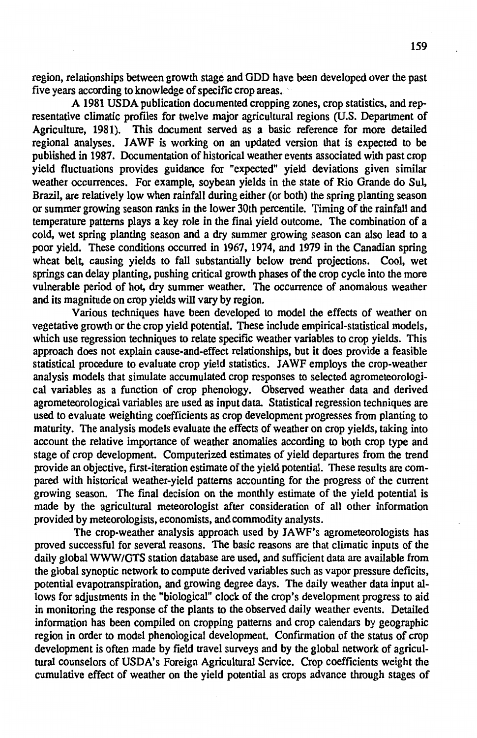region, relationships between growth stage and GDD have been developed over the past five years according to knowledge of specific crop areas.

A 1981 USDA publication documented cropping zones, crop statistics, and representative climatic profiles for twelve major agricultural regions (U.S. Department of Agriculture, 1981). This document served as a basic reference for more detailed regional analyses. JAWF is working on an updated version that is expected to be published in 1987. Documentation of historical weather events associated with past crop yield fluctuations provides guidance for "expected" yield deviations given similar weather occurrences. For example, soybean yields in the state of Rio Grande do Sul, Brazil, are relatively low when rainfall during either (or both) the spring planting season or summer growing season ranks in the lower 30th percentile. Timing of the rainfall and temperature patterns plays a key role in the final yield outcome. The combination of a cold, wet spring planting season and a dry summer growing season can also lead to a poor yield. These conditions occurred in 1967, 1974, and 1979 in the Canadian spring wheat belt, causing yields to fall substantially below trend projections. Cool, wet springs can delay planting, pushing critical growth phases of the crop cycle into the more vulnerable period of hot, dry summer weather. The occurrence of anomalous weather and its magnitude on crop yields will vary by region.

Various techniques have been developed to model the effects of weather on vegetative growth or the crop yield potential. These include empirical-statistical models, which use regression techniques to relate specific weather variables to crop yields. This approach does not explain cause-and-effect relationships, but it does provide a feasible statistical procedure to evaluate crop yield statistics. JAWF employs the crop-weather analysis models that simulate accumulated crop responses to selected agrometeorological variables as a function of crop phenology. Observed weather data and derived agrometeorological variables are used as input data. Statistical regression techniques are used to evaluate weighting coefficients as crop development progresses from planting to maturity. The analysis models evaluate the effects of weather on crop yields, taking into account the relative importance of weather anomalies according to both crop type and stage of crop development. Computerized estimates of yield departures from the trend provide an objective, first-iteration estimate of the yield potential. These results are compared with historical weather-yield patterns accounting for the progress of the current growing season. The final decision on the monthly estimate of the yield potential is made by the agricultural meteorologist after consideration of all other information provided by meteorologists, economists, and commodity analysts.

The crop-weather analysis approach used by JAWF's agrometeorologists has proved successful for several reasons. The basic reasons are that climatic inputs of the daily global WWW/GTS station database are used, and sufficient data are available from the global synoptic network to compute derived variables such as vapor pressure deficits, potential evapotranspiration, and growing degree days. The daily weather data input allows for adjustments in the "biological" clock of the crop's development progress to aid in monitoring the response of the plants to the observed daily weather events. Detailed information has been compiled on cropping patterns and crop calendars by geographic region in order to model phenological development. Confirmation of the status of crop development is often made by field travel surveys and by the global network of agricultural counselors of USDA's Foreign Agricultural Service. Crop coefficients weight the cumulative effect of weather on the yield potential as crops advance through stages of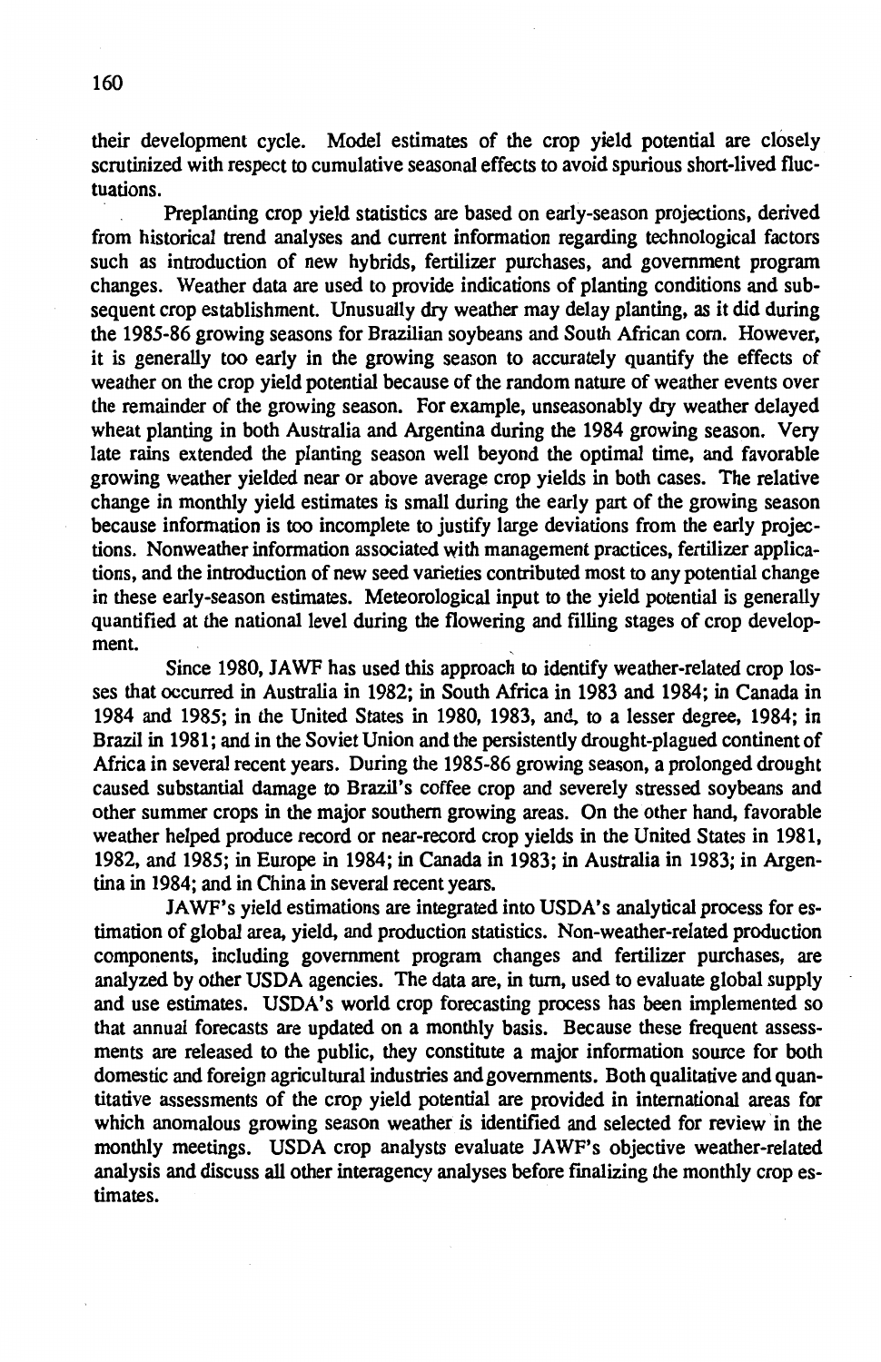their development cycle. Model estimates of the crop yield potential are closely scrutinized with respect to cumulative seasonal effects to avoid spurious short-lived fluctuations.

Preplanting crop yield statistics are based on early-season projections, derived from historical trend analyses and current information regarding technological factors such as introduction of new hybrids, fertilizer purchases, and government program changes. Weather data are used to provide indications of planting conditions and subsequent crop establishment. Unusually dry weather may delay planting, as it did during the 1985-86 growing seasons for Brazilian soybeans and South African corn. However, it is generally too early in the growing season to accurately quantify the effects of weather on the crop yield potential because of the random nature of weather events over the remainder of the growing season. For example, unseasonably dry weather delayed wheat planting in both Australia and Argentina during the 1984 growing season. Very late rains extended the planting season well beyond the optimal time, and favorable growing weather yielded near or above average crop yields in both cases. The relative change in monthly yield estimates is small during the early part of the growing season because information is too incomplete to justify large deviations from the early projections. Nonweather information associated with management practices, fertilizer applications, and the introduction of new seed varieties contributed most to any potential change in these early-season estimates. Meteorological input to the yield potential is generally quantified at the national level during the flowering and filling stages of crop development.

Since 1980, JAWF has used this approach to identify weather-related crop losses that occurred in Australia in 1982; in South Africa in 1983 and 1984; in Canada in 1984 and 1985; in the United States in 1980, 1983, and, to a lesser degree, 1984; in Brazil in 1981; and in the Soviet Union and the persistently drought-plagued continent of Africa in several recent years. During the 1985-86 growing season, a prolonged drought caused substantial damage to Brazil's coffee crop and severely stressed soybeans and other summer crops in the major southern growing areas. On the other hand, favorable weather helped produce record or near-record crop yields in the United States in 1981, 1982, and 1985; in Europe in 1984; in Canada in 1983; in Australia in 1983; in Argentina in 1984; and in China in several recent years.

JAWF's yield estimations are integrated into USDA's analytical process for estimation of global area, yield, and production statistics. Non-weather-related production components, including government program changes and fertilizer purchases, are analyzed by other USDA agencies. The data are, in turn, used to evaluate global supply and use estimates. USDA's world crop forecasting process has been implemented so that annual forecasts are updated on a monthly basis. Because these frequent assessments are released to the public, they constitute a major information source for both domestic and foreign agricultural industries and governments. Both qualitative and quantitative assessments of the crop yield potential are provided in international areas for which anomalous growing season weather is identified and selected for review in the monthly meetings. USDA crop analysts evaluate JAWF's objective weather-related analysis and discuss all other interagency analyses before finalizing the monthly crop estimates.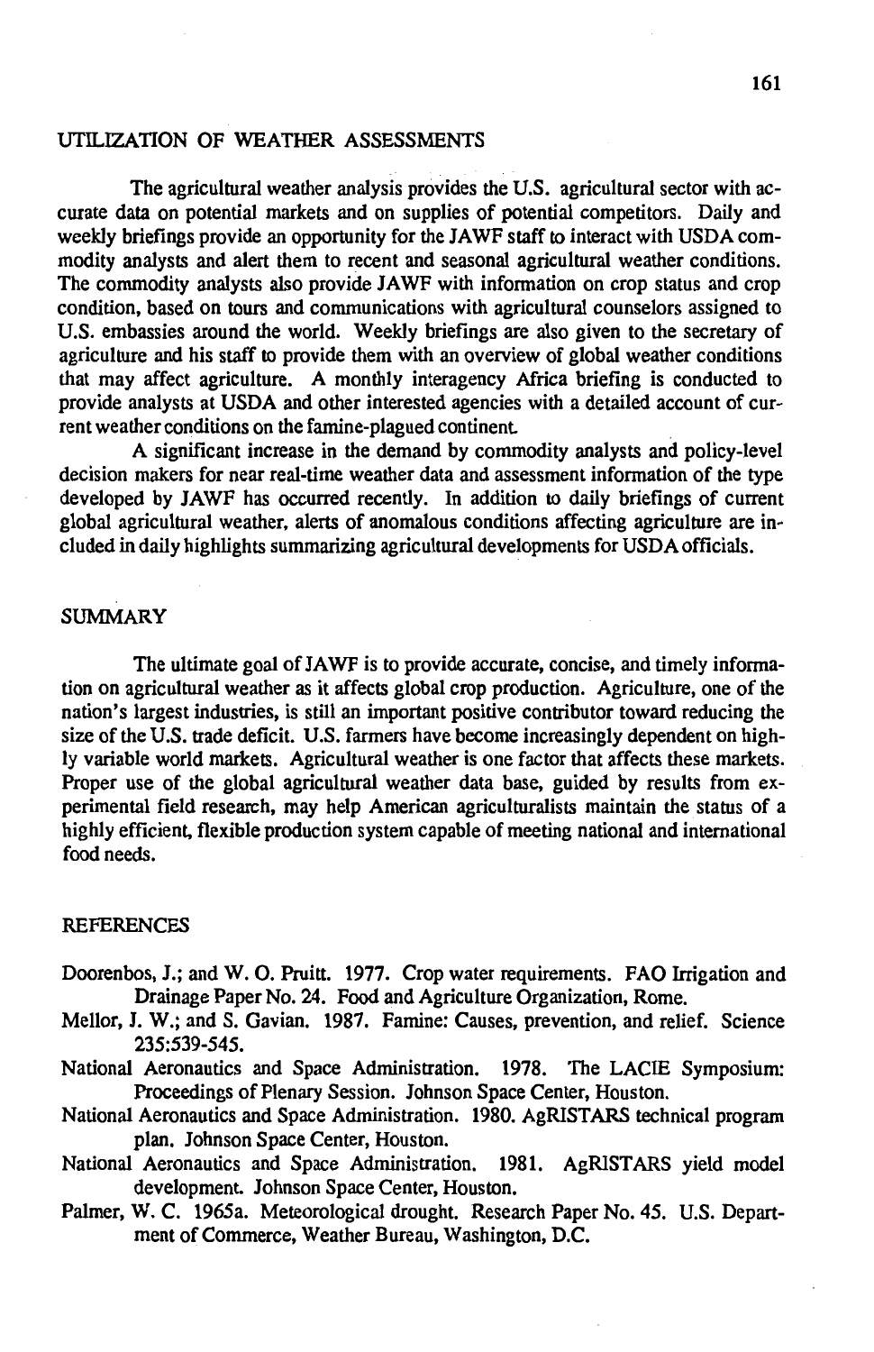## UTILIZATION OF WEATHER ASSESSMENTS

The agricultural weather analysis provides the U.S. agricultural sector with accurate data on potential markets and on supplies of potential competitors. Daily and weekly briefings provide an opportunity for the JAWF staff to interact with USDA commodity analysts and alert them to recent and seasonal agricultural weather conditions. The commodity analysts also provide JAWF with information on crop status and crop condition, based on tours and communications with agricultural counselors assigned to U.S. embassies around the world. Weekly briefings are also given to the secretary of agriculture and his staff to provide them with an overview of global weather conditions that may affect agriculture. A monthly interagency Africa briefing is conducted to provide analysts at USDA and other interested agencies with a detailed account of current weather conditions on the famine-plagued continent.

A significant increase in the demand by commodity analysts and policy-level decision makers for near real-time weather data and assessment information of the type developed by JAWF has occurred recently. In addition to daily briefings of current global agricultural weather, alerts of anomalous conditions affecting agriculture are included in daily highlights summarizing agricultural developments for USDA officials.

## SUMMARY

The ultimate goal of JAWF is to provide accurate, concise, and timely information on agricultural weather as it affects global crop production. Agriculture, one of the nation's largest industries, is still an important positive contributor toward reducing the size of the U.S. trade deficit. U.S. farmers have become increasingly dependent on highly variable world markets. Agricultural weather is one factor that affects these markets. Proper use of the global agricultural weather data base, guided by results from experimental field research, may help American agriculturalists maintain the status of a highly efficient, flexible production system capable of meeting national and international food needs.

## REFERENCES

Doorenbos, J.; and W. O. Pruitt. 1977. Crop water requirements. FAO Irrigation and Drainage Paper No. 24. Food and Agriculture Organization, Rome.

Mellor, J. W.; and S. Gavian. 1987. Famine: Causes, prevention, and relief. Science 235:539-545.

National Aeronautics and Space Administration. 1978. The LACIE Symposium: Proceedings of Plenary Session. Johnson Space Center, Houston.

National Aeronautics and Space Administration. 1980. AgRISTARS technical program plan. Johnson Space Center, Houston.

National Aeronautics and Space Administration. 1981. AgRISTARS yield model development. Johnson Space Center, Houston.

Palmer, W. C. 1965a. Meteorological drought. Research Paper No. 45. U.S. Department of Commerce, Weather Bureau, Washington, D.C.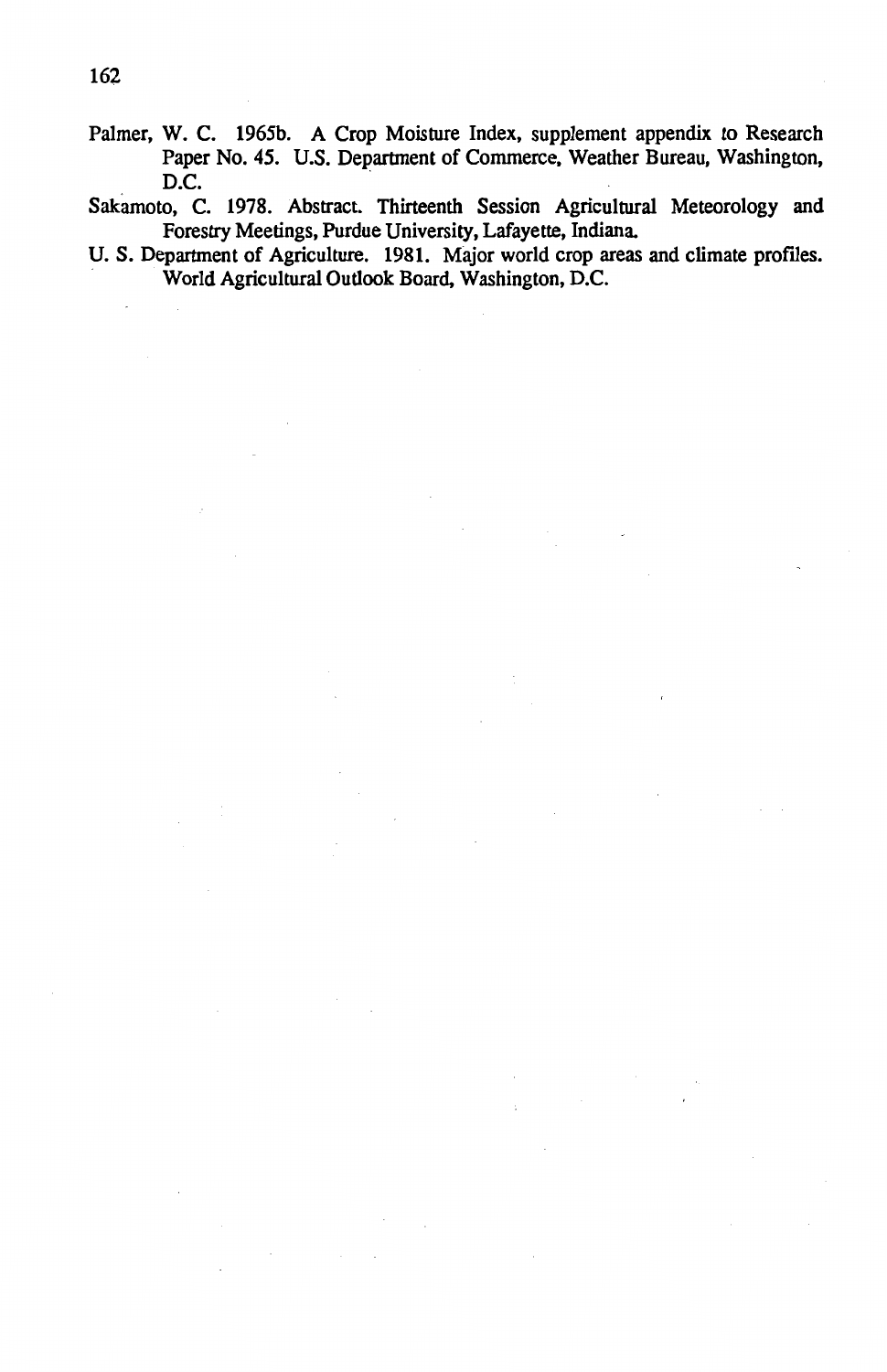Palmer, W. C. 1965b. A Crop Moisture Index, supplement appendix to Research Paper No. 45. U.S. Department of Commerce, Weather Bureau, Washington, D.C.

Sakamoto, C. 1978. Abstract. Thirteenth Session Agricultural Meteorology and Forestry Meetings, Purdue University, Lafayette, Indiana.

U. S. Department of Agriculture. 1981. Major world crop areas and climate profiles. World Agricultural Outlook Board, Washington, D.C.